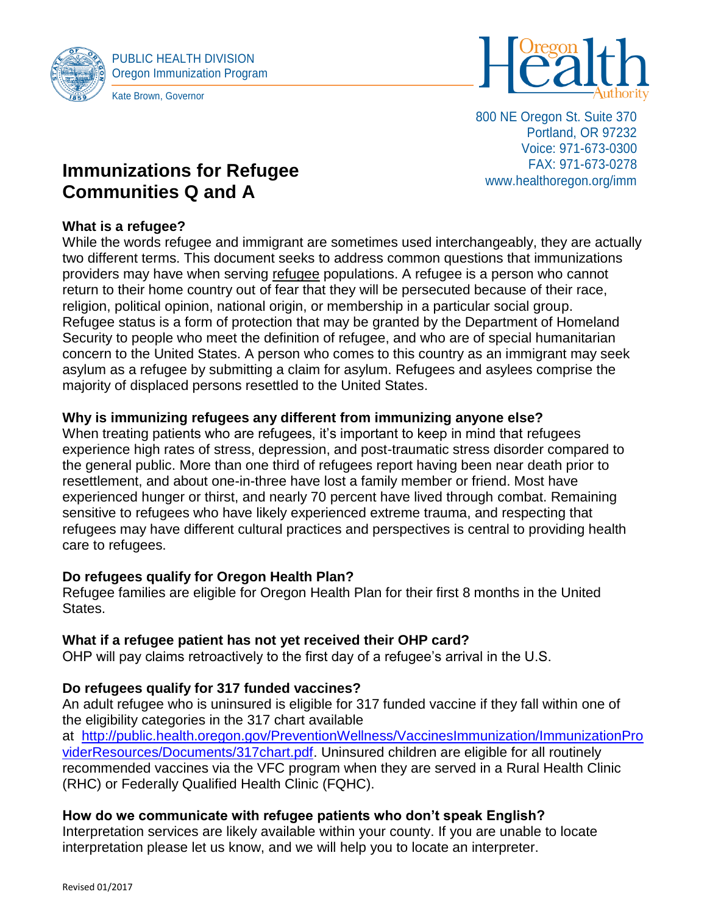PUBLIC HEALTH DIVISION
Oregon Immunization Program

Kate Brown, Governor

800 NE Oregon St. Suite 370
Portland, OR 97232
Voice: 971-673-0300
FAX: 971-673-0278
www.healthoregon.org/imm

# Immunizations for Refugee Communities Q and A

**What is a refugee?**
While the words refugee and immigrant are sometimes used interchangeably, they are actually two different terms. This document seeks to address common questions that immunizations providers may have when serving refugee populations. A refugee is a person who cannot return to their home country out of fear that they will be persecuted because of their race, religion, political opinion, national origin, or membership in a particular social group. Refugee status is a form of protection that may be granted by the Department of Homeland Security to people who meet the definition of refugee, and who are of special humanitarian concern to the United States. A person who comes to this country as an immigrant may seek asylum as a refugee by submitting a claim for asylum. Refugees and asylees comprise the majority of displaced persons resettled to the United States.

**Why is immunizing refugees any different from immunizing anyone else?**
When treating patients who are refugees, it's important to keep in mind that refugees experience high rates of stress, depression, and post-traumatic stress disorder compared to the general public. More than one third of refugees report having been near death prior to resettlement, and about one-in-three have lost a family member or friend. Most have experienced hunger or thirst, and nearly 70 percent have lived through combat. Remaining sensitive to refugees who have likely experienced extreme trauma, and respecting that refugees may have different cultural practices and perspectives is central to providing health care to refugees.

**Do refugees qualify for Oregon Health Plan?**
Refugee families are eligible for Oregon Health Plan for their first 8 months in the United States.

**What if a refugee patient has not yet received their OHP card?**
OHP will pay claims retroactively to the first day of a refugee's arrival in the U.S.

**Do refugees qualify for 317 funded vaccines?**
An adult refugee who is uninsured is eligible for 317 funded vaccine if they fall within one of the eligibility categories in the 317 chart available at http://public.health.oregon.gov/PreventionWellness/VaccinesImmunization/ImmunizationProviderResources/Documents/317chart.pdf. Uninsured children are eligible for all routinely recommended vaccines via the VFC program when they are served in a Rural Health Clinic (RHC) or Federally Qualified Health Clinic (FQHC).

**How do we communicate with refugee patients who don't speak English?**
Interpretation services are likely available within your county. If you are unable to locate interpretation please let us know, and we will help you to locate an interpreter.

Revised 01/2017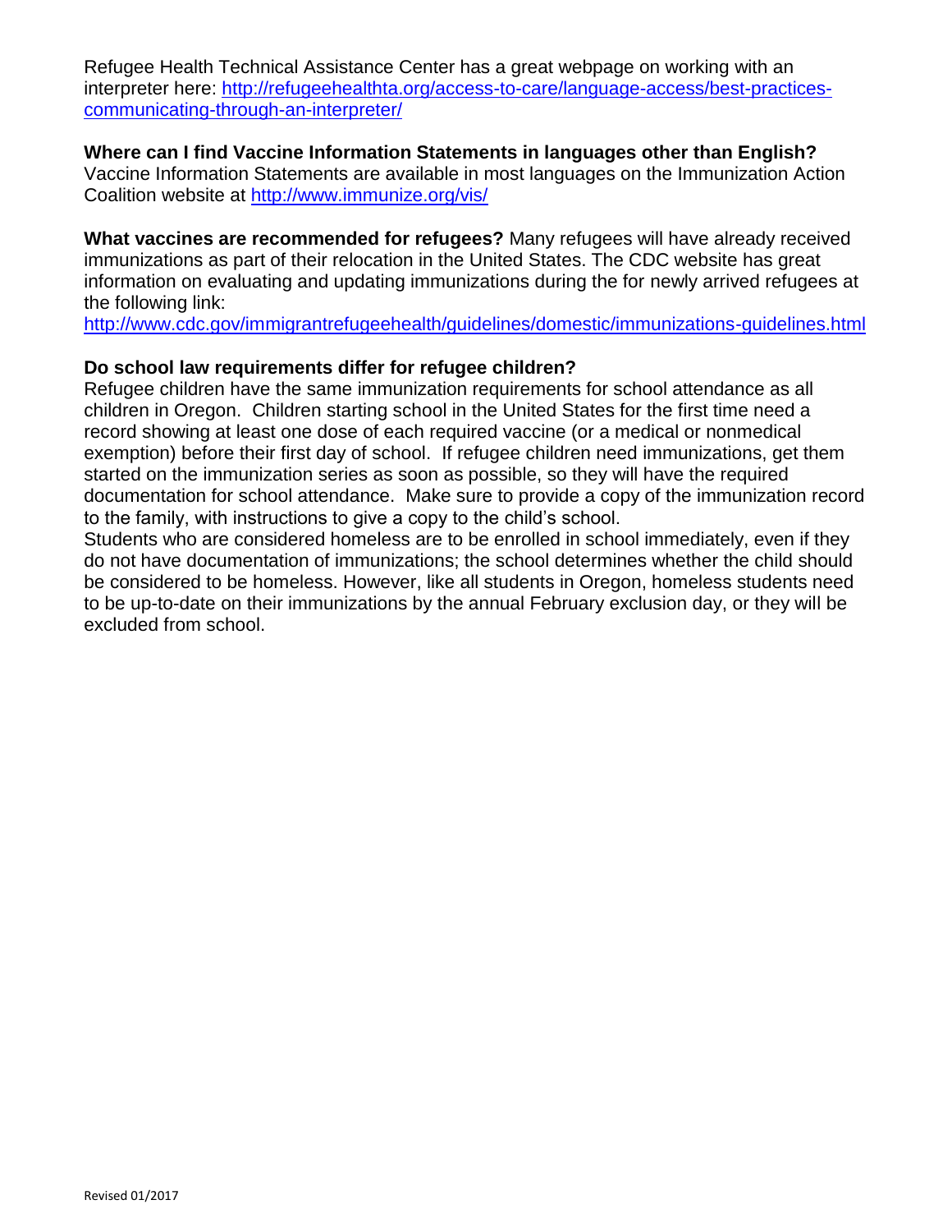Refugee Health Technical Assistance Center has a great webpage on working with an interpreter here: [http://refugeehealthta.org/access-to-care/language-access/best-practices-communicating-through-an-interpreter/](http://refugeehealthta.org/access-to-care/language-access/best-practices-communicating-through-an-interpreter/)

**Where can I find Vaccine Information Statements in languages other than English?**
Vaccine Information Statements are available in most languages on the Immunization Action Coalition website at [http://www.immunize.org/vis/](http://www.immunize.org/vis/)

**What vaccines are recommended for refugees?** Many refugees will have already received immunizations as part of their relocation in the United States. The CDC website has great information on evaluating and updating immunizations during the for newly arrived refugees at the following link:
[http://www.cdc.gov/immigrantrefugeehealth/guidelines/domestic/immunizations-guidelines.html](http://www.cdc.gov/immigrantrefugeehealth/guidelines/domestic/immunizations-guidelines.html)

**Do school law requirements differ for refugee children?**
Refugee children have the same immunization requirements for school attendance as all children in Oregon. Children starting school in the United States for the first time need a record showing at least one dose of each required vaccine (or a medical or nonmedical exemption) before their first day of school. If refugee children need immunizations, get them started on the immunization series as soon as possible, so they will have the required documentation for school attendance. Make sure to provide a copy of the immunization record to the family, with instructions to give a copy to the child's school.
Students who are considered homeless are to be enrolled in school immediately, even if they do not have documentation of immunizations; the school determines whether the child should be considered to be homeless. However, like all students in Oregon, homeless students need to be up-to-date on their immunizations by the annual February exclusion day, or they will be excluded from school.

Revised 01/2017